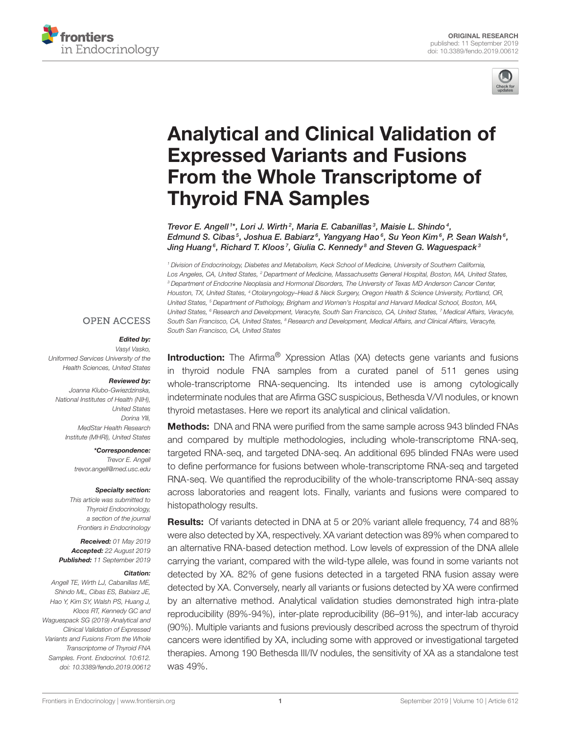ORIGINAL RESEARCH
published: 11 September 2019
doi: 10.3389/fendo.2019.00612

# Analytical and Clinical Validation of Expressed Variants and Fusions From the Whole Transcriptome of Thyroid FNA Samples

Trevor E. Angell[1]*, Lori J. Wirth[2], Maria E. Cabanillas[3], Maisie L. Shindo[4], Edmund S. Cibas[5], Joshua E. Babiarz[6], Yangyang Hao[6], Su Yeon Kim[6], P. Sean Walsh[6], Jing Huang[6], Richard T. Kloos[7], Giulia C. Kennedy[8] and Steven G. Waguespack[3]

[1] Division of Endocrinology, Diabetes and Metabolism, Keck School of Medicine, University of Southern California, Los Angeles, CA, United States, [2] Department of Medicine, Massachusetts General Hospital, Boston, MA, United States, [3] Department of Endocrine Neoplasia and Hormonal Disorders, The University of Texas MD Anderson Cancer Center, Houston, TX, United States, [4] Otolaryngology–Head & Neck Surgery, Oregon Health & Science University, Portland, OR, United States, [5] Department of Pathology, Brigham and Women's Hospital and Harvard Medical School, Boston, MA, United States, [6] Research and Development, Veracyte, South San Francisco, CA, United States, [7] Medical Affairs, Veracyte, South San Francisco, CA, United States, [8] Research and Development, Medical Affairs, and Clinical Affairs, Veracyte, South San Francisco, CA, United States

OPEN ACCESS

*Edited by:*
Vasyl Vasko,
Uniformed Services University of the Health Sciences, United States

*Reviewed by:*
Joanna Klubo-Gwiezdzinska,
National Institutes of Health (NIH), United States
Dorina Ylli,
MedStar Health Research Institute (MHRI), United States

***Correspondence:**
Trevor E. Angell
trevor.angell@med.usc.edu

*Specialty section:*
This article was submitted to Thyroid Endocrinology, a section of the journal Frontiers in Endocrinology

*Received:* 01 May 2019
*Accepted:* 22 August 2019
*Published:* 11 September 2019

*Citation:*
Angell TE, Wirth LJ, Cabanillas ME, Shindo ML, Cibas ES, Babiarz JE, Hao Y, Kim SY, Walsh PS, Huang J, Kloos RT, Kennedy GC and Waguespack SG (2019) Analytical and Clinical Validation of Expressed Variants and Fusions From the Whole Transcriptome of Thyroid FNA Samples. Front. Endocrinol. 10:612. doi: 10.3389/fendo.2019.00612

**Introduction:** The Afirma® Xpression Atlas (XA) detects gene variants and fusions in thyroid nodule FNA samples from a curated panel of 511 genes using whole-transcriptome RNA-sequencing. Its intended use is among cytologically indeterminate nodules that are Afirma GSC suspicious, Bethesda V/VI nodules, or known thyroid metastases. Here we report its analytical and clinical validation.

**Methods:** DNA and RNA were purified from the same sample across 943 blinded FNAs and compared by multiple methodologies, including whole-transcriptome RNA-seq, targeted RNA-seq, and targeted DNA-seq. An additional 695 blinded FNAs were used to define performance for fusions between whole-transcriptome RNA-seq and targeted RNA-seq. We quantified the reproducibility of the whole-transcriptome RNA-seq assay across laboratories and reagent lots. Finally, variants and fusions were compared to histopathology results.

**Results:** Of variants detected in DNA at 5 or 20% variant allele frequency, 74 and 88% were also detected by XA, respectively. XA variant detection was 89% when compared to an alternative RNA-based detection method. Low levels of expression of the DNA allele carrying the variant, compared with the wild-type allele, was found in some variants not detected by XA. 82% of gene fusions detected in a targeted RNA fusion assay were detected by XA. Conversely, nearly all variants or fusions detected by XA were confirmed by an alternative method. Analytical validation studies demonstrated high intra-plate reproducibility (89%-94%), inter-plate reproducibility (86–91%), and inter-lab accuracy (90%). Multiple variants and fusions previously described across the spectrum of thyroid cancers were identified by XA, including some with approved or investigational targeted therapies. Among 190 Bethesda III/IV nodules, the sensitivity of XA as a standalone test was 49%.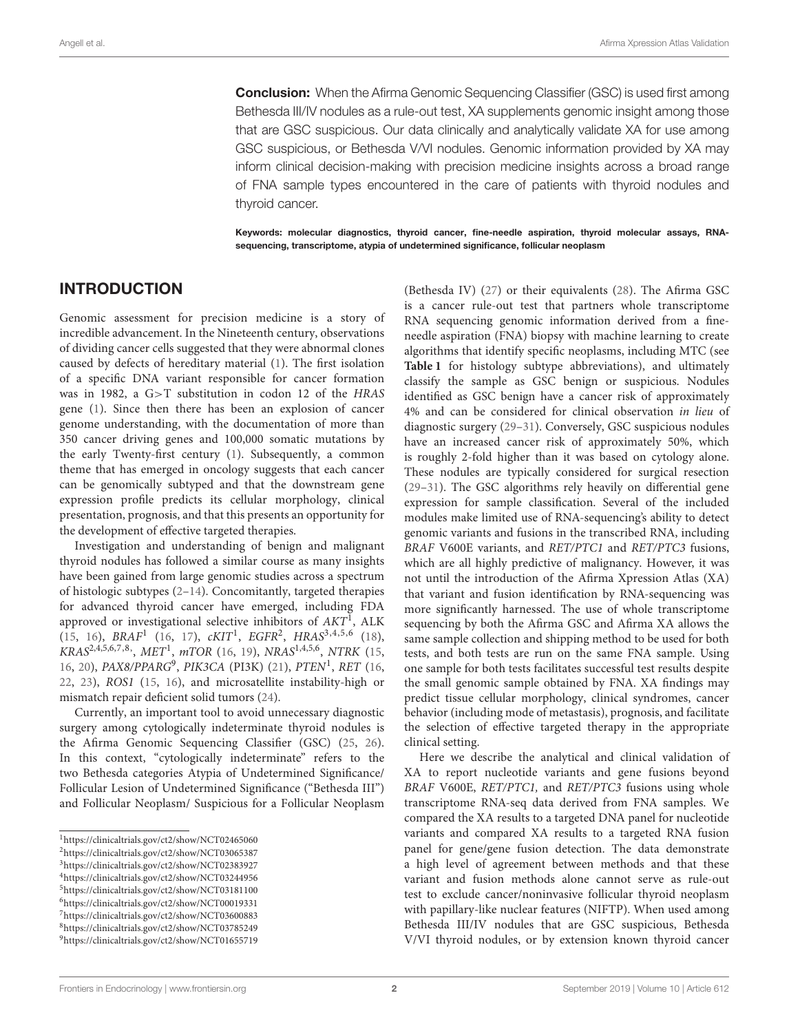**Conclusion:** When the Afirma Genomic Sequencing Classifier (GSC) is used first among Bethesda III/IV nodules as a rule-out test, XA supplements genomic insight among those that are GSC suspicious. Our data clinically and analytically validate XA for use among GSC suspicious, or Bethesda V/VI nodules. Genomic information provided by XA may inform clinical decision-making with precision medicine insights across a broad range of FNA sample types encountered in the care of patients with thyroid nodules and thyroid cancer.

**Keywords: molecular diagnostics, thyroid cancer, fine-needle aspiration, thyroid molecular assays, RNA-sequencing, transcriptome, atypia of undetermined significance, follicular neoplasm**

## INTRODUCTION

Genomic assessment for precision medicine is a story of incredible advancement. In the Nineteenth century, observations of dividing cancer cells suggested that they were abnormal clones caused by defects of hereditary material (1). The first isolation of a specific DNA variant responsible for cancer formation was in 1982, a G>T substitution in codon 12 of the *HRAS* gene (1). Since then there has been an explosion of cancer genome understanding, with the documentation of more than 350 cancer driving genes and 100,000 somatic mutations by the early Twenty-first century (1). Subsequently, a common theme that has emerged in oncology suggests that each cancer can be genomically subtyped and that the downstream gene expression profile predicts its cellular morphology, clinical presentation, prognosis, and that this presents an opportunity for the development of effective targeted therapies.

Investigation and understanding of benign and malignant thyroid nodules has followed a similar course as many insights have been gained from large genomic studies across a spectrum of histologic subtypes (2–14). Concomitantly, targeted therapies for advanced thyroid cancer have emerged, including FDA approved or investigational selective inhibitors of *AKT*[1], ALK (15, 16), *BRAF*[1] (16, 17), *cKIT*[1], *EGFR*[2], *HRAS*[3,4,5,6] (18), *KRAS*[2,4,5,6,7,8], *MET*[1], *mTOR* (16, 19), *NRAS*[1,4,5,6], *NTRK* (15, 16, 20), *PAX8/PPARG*[9], *PIK3CA* (PI3K) (21), *PTEN*[1], *RET* (16, 22, 23), *ROS1* (15, 16), and microsatellite instability-high or mismatch repair deficient solid tumors (24).

Currently, an important tool to avoid unnecessary diagnostic surgery among cytologically indeterminate thyroid nodules is the Afirma Genomic Sequencing Classifier (GSC) (25, 26). In this context, "cytologically indeterminate" refers to the two Bethesda categories Atypia of Undetermined Significance/ Follicular Lesion of Undetermined Significance ("Bethesda III") and Follicular Neoplasm/ Suspicious for a Follicular Neoplasm (Bethesda IV) (27) or their equivalents (28). The Afirma GSC is a cancer rule-out test that partners whole transcriptome RNA sequencing genomic information derived from a fine-needle aspiration (FNA) biopsy with machine learning to create algorithms that identify specific neoplasms, including MTC (see **Table 1** for histology subtype abbreviations), and ultimately classify the sample as GSC benign or suspicious. Nodules identified as GSC benign have a cancer risk of approximately 4% and can be considered for clinical observation *in lieu* of diagnostic surgery (29–31). Conversely, GSC suspicious nodules have an increased cancer risk of approximately 50%, which is roughly 2-fold higher than it was based on cytology alone. These nodules are typically considered for surgical resection (29–31). The GSC algorithms rely heavily on differential gene expression for sample classification. Several of the included modules make limited use of RNA-sequencing's ability to detect genomic variants and fusions in the transcribed RNA, including *BRAF* V600E variants, and *RET/PTC1* and *RET/PTC3* fusions, which are all highly predictive of malignancy. However, it was not until the introduction of the Afirma Xpression Atlas (XA) that variant and fusion identification by RNA-sequencing was more significantly harnessed. The use of whole transcriptome sequencing by both the Afirma GSC and Afirma XA allows the same sample collection and shipping method to be used for both tests, and both tests are run on the same FNA sample. Using one sample for both tests facilitates successful test results despite the small genomic sample obtained by FNA. XA findings may predict tissue cellular morphology, clinical syndromes, cancer behavior (including mode of metastasis), prognosis, and facilitate the selection of effective targeted therapy in the appropriate clinical setting.

Here we describe the analytical and clinical validation of XA to report nucleotide variants and gene fusions beyond *BRAF* V600E, *RET/PTC1,* and *RET/PTC3* fusions using whole transcriptome RNA-seq data derived from FNA samples. We compared the XA results to a targeted DNA panel for nucleotide variants and compared XA results to a targeted RNA fusion panel for gene/gene fusion detection. The data demonstrate a high level of agreement between methods and that these variant and fusion methods alone cannot serve as rule-out test to exclude cancer/noninvasive follicular thyroid neoplasm with papillary-like nuclear features (NIFTP). When used among Bethesda III/IV nodules that are GSC suspicious, Bethesda V/VI thyroid nodules, or by extension known thyroid cancer

[1] https://clinicaltrials.gov/ct2/show/NCT02465060
[2] https://clinicaltrials.gov/ct2/show/NCT03065387
[3] https://clinicaltrials.gov/ct2/show/NCT02383927
[4] https://clinicaltrials.gov/ct2/show/NCT03244956
[5] https://clinicaltrials.gov/ct2/show/NCT03181100
[6] https://clinicaltrials.gov/ct2/show/NCT00019331
[7] https://clinicaltrials.gov/ct2/show/NCT03600883
[8] https://clinicaltrials.gov/ct2/show/NCT03785249
[9] https://clinicaltrials.gov/ct2/show/NCT01655719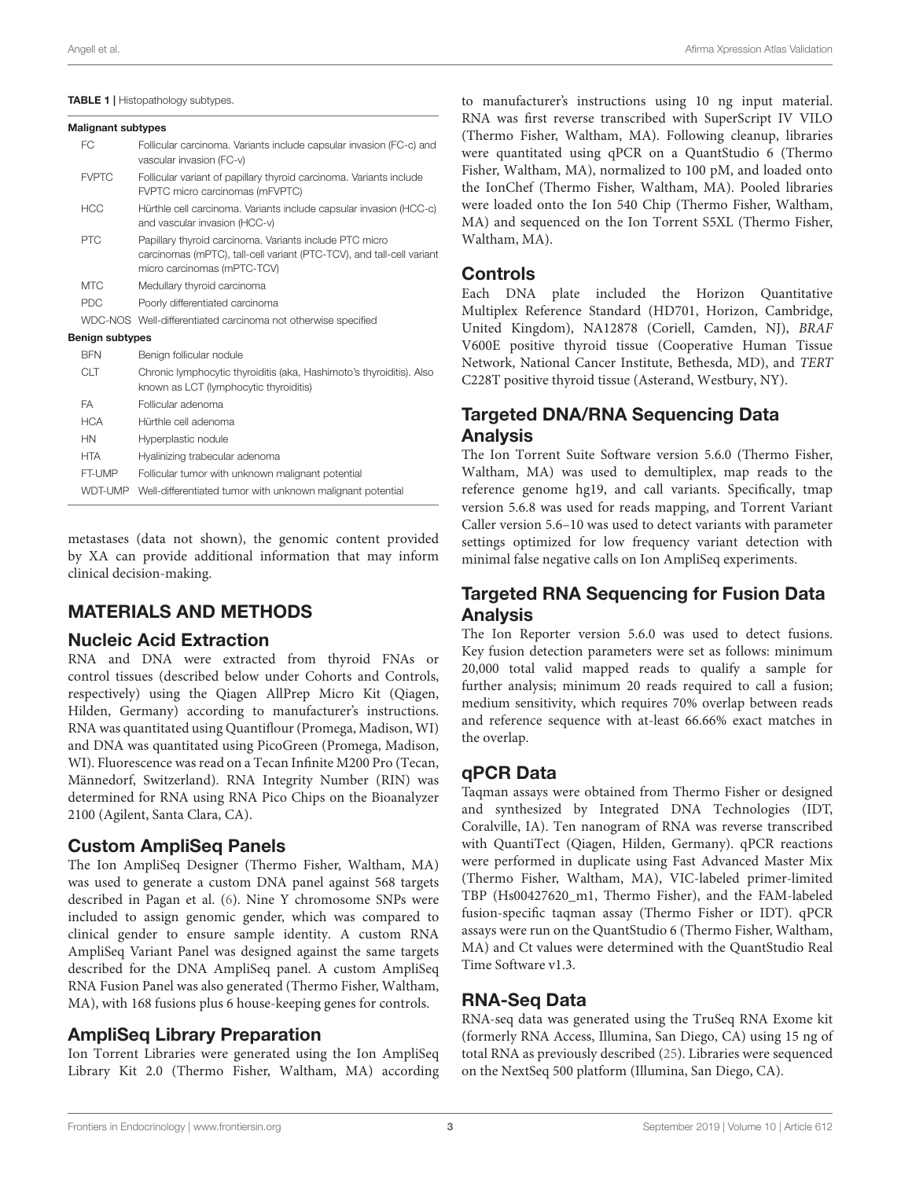**TABLE 1 |** Histopathology subtypes.

| | |
|---|---|
| **Malignant subtypes** | |
| FC | Follicular carcinoma. Variants include capsular invasion (FC-c) and vascular invasion (FC-v) |
| FVPTC | Follicular variant of papillary thyroid carcinoma. Variants include FVPTC micro carcinomas (mFVPTC) |
| HCC | Hürthle cell carcinoma. Variants include capsular invasion (HCC-c) and vascular invasion (HCC-v) |
| PTC | Papillary thyroid carcinoma. Variants include PTC micro carcinomas (mPTC), tall-cell variant (PTC-TCV), and tall-cell variant micro carcinomas (mPTC-TCV) |
| MTC | Medullary thyroid carcinoma |
| PDC | Poorly differentiated carcinoma |
| WDC-NOS | Well-differentiated carcinoma not otherwise specified |
| **Benign subtypes** | |
| BFN | Benign follicular nodule |
| CLT | Chronic lymphocytic thyroiditis (aka, Hashimoto's thyroiditis). Also known as LCT (lymphocytic thyroiditis) |
| FA | Follicular adenoma |
| HCA | Hürthle cell adenoma |
| HN | Hyperplastic nodule |
| HTA | Hyalinizing trabecular adenoma |
| FT-UMP | Follicular tumor with unknown malignant potential |
| WDT-UMP | Well-differentiated tumor with unknown malignant potential |

metastases (data not shown), the genomic content provided by XA can provide additional information that may inform clinical decision-making.

## MATERIALS AND METHODS

### Nucleic Acid Extraction

RNA and DNA were extracted from thyroid FNAs or control tissues (described below under Cohorts and Controls, respectively) using the Qiagen AllPrep Micro Kit (Qiagen, Hilden, Germany) according to manufacturer's instructions. RNA was quantitated using Quantiflour (Promega, Madison, WI) and DNA was quantitated using PicoGreen (Promega, Madison, WI). Fluorescence was read on a Tecan Infinite M200 Pro (Tecan, Männedorf, Switzerland). RNA Integrity Number (RIN) was determined for RNA using RNA Pico Chips on the Bioanalyzer 2100 (Agilent, Santa Clara, CA).

### Custom AmpliSeq Panels

The Ion AmpliSeq Designer (Thermo Fisher, Waltham, MA) was used to generate a custom DNA panel against 568 targets described in Pagan et al. (6). Nine Y chromosome SNPs were included to assign genomic gender, which was compared to clinical gender to ensure sample identity. A custom RNA AmpliSeq Variant Panel was designed against the same targets described for the DNA AmpliSeq panel. A custom AmpliSeq RNA Fusion Panel was also generated (Thermo Fisher, Waltham, MA), with 168 fusions plus 6 house-keeping genes for controls.

### AmpliSeq Library Preparation

Ion Torrent Libraries were generated using the Ion AmpliSeq Library Kit 2.0 (Thermo Fisher, Waltham, MA) according to manufacturer's instructions using 10 ng input material. RNA was first reverse transcribed with SuperScript IV VILO (Thermo Fisher, Waltham, MA). Following cleanup, libraries were quantitated using qPCR on a QuantStudio 6 (Thermo Fisher, Waltham, MA), normalized to 100 pM, and loaded onto the IonChef (Thermo Fisher, Waltham, MA). Pooled libraries were loaded onto the Ion 540 Chip (Thermo Fisher, Waltham, MA) and sequenced on the Ion Torrent S5XL (Thermo Fisher, Waltham, MA).

### Controls

Each DNA plate included the Horizon Quantitative Multiplex Reference Standard (HD701, Horizon, Cambridge, United Kingdom), NA12878 (Coriell, Camden, NJ), *BRAF* V600E positive thyroid tissue (Cooperative Human Tissue Network, National Cancer Institute, Bethesda, MD), and *TERT* C228T positive thyroid tissue (Asterand, Westbury, NY).

### Targeted DNA/RNA Sequencing Data Analysis

The Ion Torrent Suite Software version 5.6.0 (Thermo Fisher, Waltham, MA) was used to demultiplex, map reads to the reference genome hg19, and call variants. Specifically, tmap version 5.6.8 was used for reads mapping, and Torrent Variant Caller version 5.6–10 was used to detect variants with parameter settings optimized for low frequency variant detection with minimal false negative calls on Ion AmpliSeq experiments.

### Targeted RNA Sequencing for Fusion Data Analysis

The Ion Reporter version 5.6.0 was used to detect fusions. Key fusion detection parameters were set as follows: minimum 20,000 total valid mapped reads to qualify a sample for further analysis; minimum 20 reads required to call a fusion; medium sensitivity, which requires 70% overlap between reads and reference sequence with at-least 66.66% exact matches in the overlap.

### qPCR Data

Taqman assays were obtained from Thermo Fisher or designed and synthesized by Integrated DNA Technologies (IDT, Coralville, IA). Ten nanogram of RNA was reverse transcribed with QuantiTect (Qiagen, Hilden, Germany). qPCR reactions were performed in duplicate using Fast Advanced Master Mix (Thermo Fisher, Waltham, MA), VIC-labeled primer-limited TBP (Hs00427620_m1, Thermo Fisher), and the FAM-labeled fusion-specific taqman assay (Thermo Fisher or IDT). qPCR assays were run on the QuantStudio 6 (Thermo Fisher, Waltham, MA) and Ct values were determined with the QuantStudio Real Time Software v1.3.

### RNA-Seq Data

RNA-seq data was generated using the TruSeq RNA Exome kit (formerly RNA Access, Illumina, San Diego, CA) using 15 ng of total RNA as previously described (25). Libraries were sequenced on the NextSeq 500 platform (Illumina, San Diego, CA).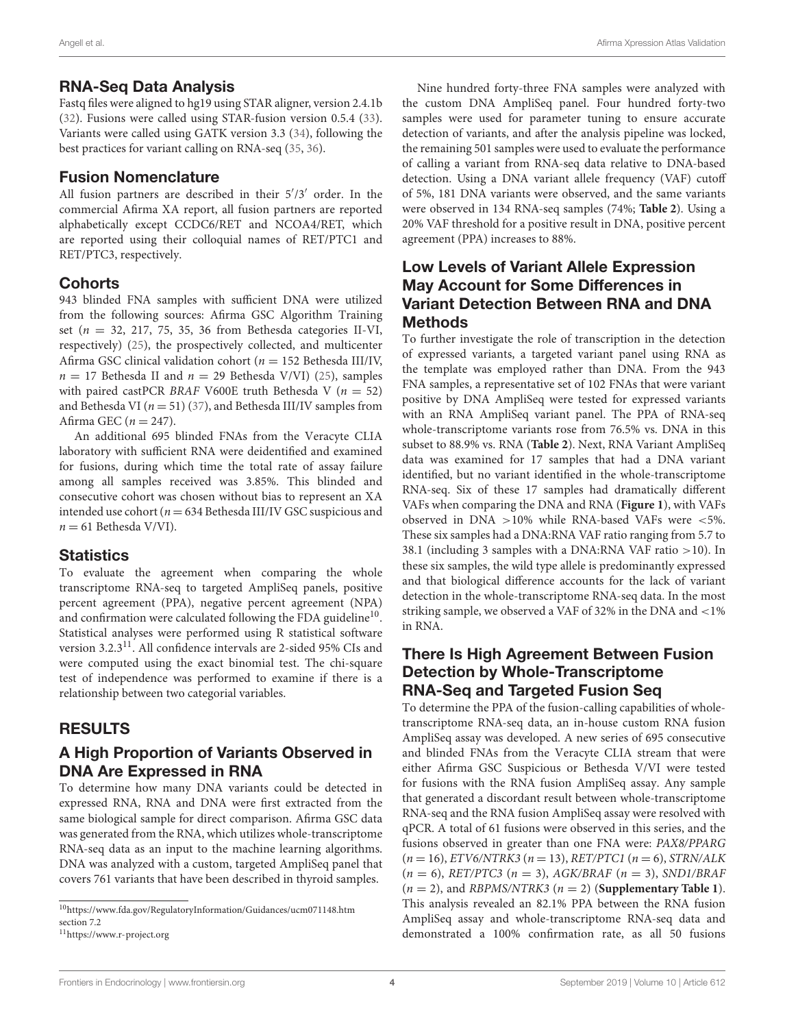## RNA-Seq Data Analysis

Fastq files were aligned to hg19 using STAR aligner, version 2.4.1b (32). Fusions were called using STAR-fusion version 0.5.4 (33). Variants were called using GATK version 3.3 (34), following the best practices for variant calling on RNA-seq (35, 36).

## Fusion Nomenclature

All fusion partners are described in their 5′/3′ order. In the commercial Afirma XA report, all fusion partners are reported alphabetically except CCDC6/RET and NCOA4/RET, which are reported using their colloquial names of RET/PTC1 and RET/PTC3, respectively.

## Cohorts

943 blinded FNA samples with sufficient DNA were utilized from the following sources: Afirma GSC Algorithm Training set ($n$ = 32, 217, 75, 35, 36 from Bethesda categories II-VI, respectively) (25), the prospectively collected, and multicenter Afirma GSC clinical validation cohort ($n$ = 152 Bethesda III/IV, $n$ = 17 Bethesda II and $n$ = 29 Bethesda V/VI) (25), samples with paired castPCR *BRAF* V600E truth Bethesda V ($n$ = 52) and Bethesda VI ($n$ = 51) (37), and Bethesda III/IV samples from Afirma GEC ($n$ = 247).

An additional 695 blinded FNAs from the Veracyte CLIA laboratory with sufficient RNA were deidentified and examined for fusions, during which time the total rate of assay failure among all samples received was 3.85%. This blinded and consecutive cohort was chosen without bias to represent an XA intended use cohort ($n$ = 634 Bethesda III/IV GSC suspicious and $n$ = 61 Bethesda V/VI).

## Statistics

To evaluate the agreement when comparing the whole transcriptome RNA-seq to targeted AmpliSeq panels, positive percent agreement (PPA), negative percent agreement (NPA) and confirmation were calculated following the FDA guideline[10]. Statistical analyses were performed using R statistical software version 3.2.3[11]. All confidence intervals are 2-sided 95% CIs and were computed using the exact binomial test. The chi-square test of independence was performed to examine if there is a relationship between two categorial variables.

# RESULTS

## A High Proportion of Variants Observed in DNA Are Expressed in RNA

To determine how many DNA variants could be detected in expressed RNA, RNA and DNA were first extracted from the same biological sample for direct comparison. Afirma GSC data was generated from the RNA, which utilizes whole-transcriptome RNA-seq data as an input to the machine learning algorithms. DNA was analyzed with a custom, targeted AmpliSeq panel that covers 761 variants that have been described in thyroid samples.

Nine hundred forty-three FNA samples were analyzed with the custom DNA AmpliSeq panel. Four hundred forty-two samples were used for parameter tuning to ensure accurate detection of variants, and after the analysis pipeline was locked, the remaining 501 samples were used to evaluate the performance of calling a variant from RNA-seq data relative to DNA-based detection. Using a DNA variant allele frequency (VAF) cutoff of 5%, 181 DNA variants were observed, and the same variants were observed in 134 RNA-seq samples (74%; **Table 2**). Using a 20% VAF threshold for a positive result in DNA, positive percent agreement (PPA) increases to 88%.

## Low Levels of Variant Allele Expression May Account for Some Differences in Variant Detection Between RNA and DNA Methods

To further investigate the role of transcription in the detection of expressed variants, a targeted variant panel using RNA as the template was employed rather than DNA. From the 943 FNA samples, a representative set of 102 FNAs that were variant positive by DNA AmpliSeq were tested for expressed variants with an RNA AmpliSeq variant panel. The PPA of RNA-seq whole-transcriptome variants rose from 76.5% vs. DNA in this subset to 88.9% vs. RNA (**Table 2**). Next, RNA Variant AmpliSeq data was examined for 17 samples that had a DNA variant identified, but no variant identified in the whole-transcriptome RNA-seq. Six of these 17 samples had dramatically different VAFs when comparing the DNA and RNA (**Figure 1**), with VAFs observed in DNA >10% while RNA-based VAFs were <5%. These six samples had a DNA:RNA VAF ratio ranging from 5.7 to 38.1 (including 3 samples with a DNA:RNA VAF ratio >10). In these six samples, the wild type allele is predominantly expressed and that biological difference accounts for the lack of variant detection in the whole-transcriptome RNA-seq data. In the most striking sample, we observed a VAF of 32% in the DNA and <1% in RNA.

## There Is High Agreement Between Fusion Detection by Whole-Transcriptome RNA-Seq and Targeted Fusion Seq

To determine the PPA of the fusion-calling capabilities of whole-transcriptome RNA-seq data, an in-house custom RNA fusion AmpliSeq assay was developed. A new series of 695 consecutive and blinded FNAs from the Veracyte CLIA stream that were either Afirma GSC Suspicious or Bethesda V/VI were tested for fusions with the RNA fusion AmpliSeq assay. Any sample that generated a discordant result between whole-transcriptome RNA-seq and the RNA fusion AmpliSeq assay were resolved with qPCR. A total of 61 fusions were observed in this series, and the fusions observed in greater than one FNA were: *PAX8/PPARG* ($n$ = 16), *ETV6/NTRK3* ($n$ = 13), *RET/PTC1* ($n$ = 6), *STRN/ALK* ($n$ = 6), *RET/PTC3* ($n$ = 3), *AGK/BRAF* ($n$ = 3), *SND1/BRAF* ($n$ = 2), and *RBPMS/NTRK3* ($n$ = 2) (**Supplementary Table 1**). This analysis revealed an 82.1% PPA between the RNA fusion AmpliSeq assay and whole-transcriptome RNA-seq data and demonstrated a 100% confirmation rate, as all 50 fusions

[10]https://www.fda.gov/RegulatoryInformation/Guidances/ucm071148.htm section 7.2

[11]https://www.r-project.org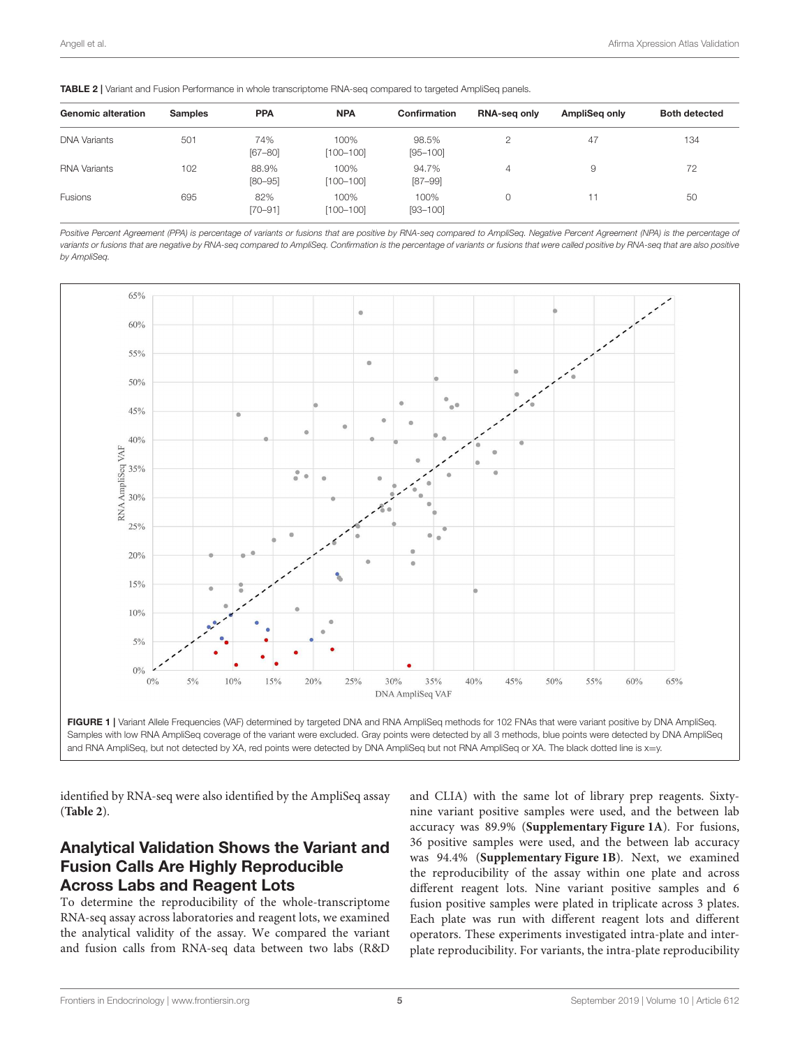**TABLE 2 |** Variant and Fusion Performance in whole transcriptome RNA-seq compared to targeted AmpliSeq panels.

| Genomic alteration | Samples | PPA | NPA | Confirmation | RNA-seq only | AmpliSeq only | Both detected |
|---|---|---|---|---|---|---|---|
| DNA Variants | 501 | 74% [67–80] | 100% [100–100] | 98.5% [95–100] | 2 | 47 | 134 |
| RNA Variants | 102 | 88.9% [80–95] | 100% [100–100] | 94.7% [87–99] | 4 | 9 | 72 |
| Fusions | 695 | 82% [70–91] | 100% [100–100] | 100% [93–100] | 0 | 11 | 50 |

*Positive Percent Agreement (PPA) is percentage of variants or fusions that are positive by RNA-seq compared to AmpliSeq. Negative Percent Agreement (NPA) is the percentage of variants or fusions that are negative by RNA-seq compared to AmpliSeq. Confirmation is the percentage of variants or fusions that were called positive by RNA-seq that are also positive by AmpliSeq.*

**FIGURE 1 |** Variant Allele Frequencies (VAF) determined by targeted DNA and RNA AmpliSeq methods for 102 FNAs that were variant positive by DNA AmpliSeq. Samples with low RNA AmpliSeq coverage of the variant were excluded. Gray points were detected by all 3 methods, blue points were detected by DNA AmpliSeq and RNA AmpliSeq, but not detected by XA, red points were detected by DNA AmpliSeq but not RNA AmpliSeq or XA. The black dotted line is x=y.

identified by RNA-seq were also identified by the AmpliSeq assay (**Table 2**).

## Analytical Validation Shows the Variant and Fusion Calls Are Highly Reproducible Across Labs and Reagent Lots

To determine the reproducibility of the whole-transcriptome RNA-seq assay across laboratories and reagent lots, we examined the analytical validity of the assay. We compared the variant and fusion calls from RNA-seq data between two labs (R&D and CLIA) with the same lot of library prep reagents. Sixty-nine variant positive samples were used, and the between lab accuracy was 89.9% (**Supplementary Figure 1A**). For fusions, 36 positive samples were used, and the between lab accuracy was 94.4% (**Supplementary Figure 1B**). Next, we examined the reproducibility of the assay within one plate and across different reagent lots. Nine variant positive samples and 6 fusion positive samples were plated in triplicate across 3 plates. Each plate was run with different reagent lots and different operators. These experiments investigated intra-plate and inter-plate reproducibility. For variants, the intra-plate reproducibility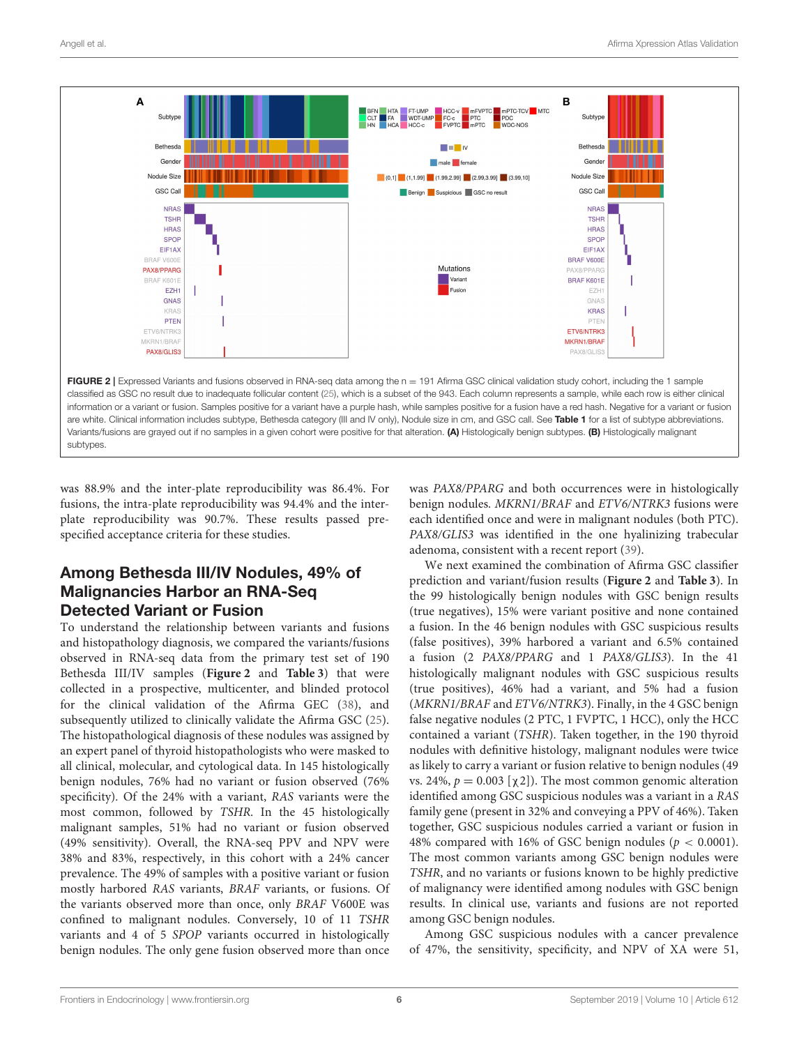**FIGURE 2 |** Expressed Variants and fusions observed in RNA-seq data among the n = 191 Afirma GSC clinical validation study cohort, including the 1 sample classified as GSC no result due to inadequate follicular content (25), which is a subset of the 943. Each column represents a sample, while each row is either clinical information or a variant or fusion. Samples positive for a variant have a purple hash, while samples positive for a fusion have a red hash. Negative for a variant or fusion are white. Clinical information includes subtype, Bethesda category (III and IV only), Nodule size in cm, and GSC call. See **Table 1** for a list of subtype abbreviations. Variants/fusions are grayed out if no samples in a given cohort were positive for that alteration. **(A)** Histologically benign subtypes. **(B)** Histologically malignant subtypes.

was 88.9% and the inter-plate reproducibility was 86.4%. For fusions, the intra-plate reproducibility was 94.4% and the inter-plate reproducibility was 90.7%. These results passed pre-specified acceptance criteria for these studies.

## Among Bethesda III/IV Nodules, 49% of Malignancies Harbor an RNA-Seq Detected Variant or Fusion

To understand the relationship between variants and fusions and histopathology diagnosis, we compared the variants/fusions observed in RNA-seq data from the primary test set of 190 Bethesda III/IV samples (**Figure 2** and **Table 3**) that were collected in a prospective, multicenter, and blinded protocol for the clinical validation of the Afirma GEC (38), and subsequently utilized to clinically validate the Afirma GSC (25). The histopathological diagnosis of these nodules was assigned by an expert panel of thyroid histopathologists who were masked to all clinical, molecular, and cytological data. In 145 histologically benign nodules, 76% had no variant or fusion observed (76% specificity). Of the 24% with a variant, *RAS* variants were the most common, followed by *TSHR*. In the 45 histologically malignant samples, 51% had no variant or fusion observed (49% sensitivity). Overall, the RNA-seq PPV and NPV were 38% and 83%, respectively, in this cohort with a 24% cancer prevalence. The 49% of samples with a positive variant or fusion mostly harbored *RAS* variants, *BRAF* variants, or fusions. Of the variants observed more than once, only *BRAF* V600E was confined to malignant nodules. Conversely, 10 of 11 *TSHR* variants and 4 of 5 *SPOP* variants occurred in histologically benign nodules. The only gene fusion observed more than once was *PAX8/PPARG* and both occurrences were in histologically benign nodules. *MKRN1/BRAF* and *ETV6/NTRK3* fusions were each identified once and were in malignant nodules (both PTC). *PAX8/GLIS3* was identified in the one hyalinizing trabecular adenoma, consistent with a recent report (39).

We next examined the combination of Afirma GSC classifier prediction and variant/fusion results (**Figure 2** and **Table 3**). In the 99 histologically benign nodules with GSC benign results (true negatives), 15% were variant positive and none contained a fusion. In the 46 benign nodules with GSC suspicious results (false positives), 39% harbored a variant and 6.5% contained a fusion (2 *PAX8/PPARG* and 1 *PAX8/GLIS3*). In the 41 histologically malignant nodules with GSC suspicious results (true positives), 46% had a variant, and 5% a fusion (*MKRN1/BRAF* and *ETV6/NTRK3*). Finally, in the 4 GSC benign false negative nodules (2 PTC, 1 FVPTC, 1 HCC), only the HCC contained a variant (*TSHR*). Taken together, in the 190 thyroid nodules with definitive histology, malignant nodules were twice as likely to carry a variant or fusion relative to benign nodules (49 vs. 24%, $p = 0.003$ [$\chi 2$]). The most common genomic alteration identified among GSC suspicious nodules was a variant in a *RAS* family gene (present in 32% and conveying a PPV of 46%). Taken together, GSC suspicious nodules carried a variant or fusion in 48% compared with 16% of GSC benign nodules ($p < 0.0001$). The most common variants among GSC benign nodules were *TSHR*, and no variants or fusions known to be highly predictive of malignancy were identified among nodules with GSC benign results. In clinical use, variants and fusions are not reported among GSC benign nodules.

Among GSC suspicious nodules with a cancer prevalence of 47%, the sensitivity, specificity, and NPV of XA were 51,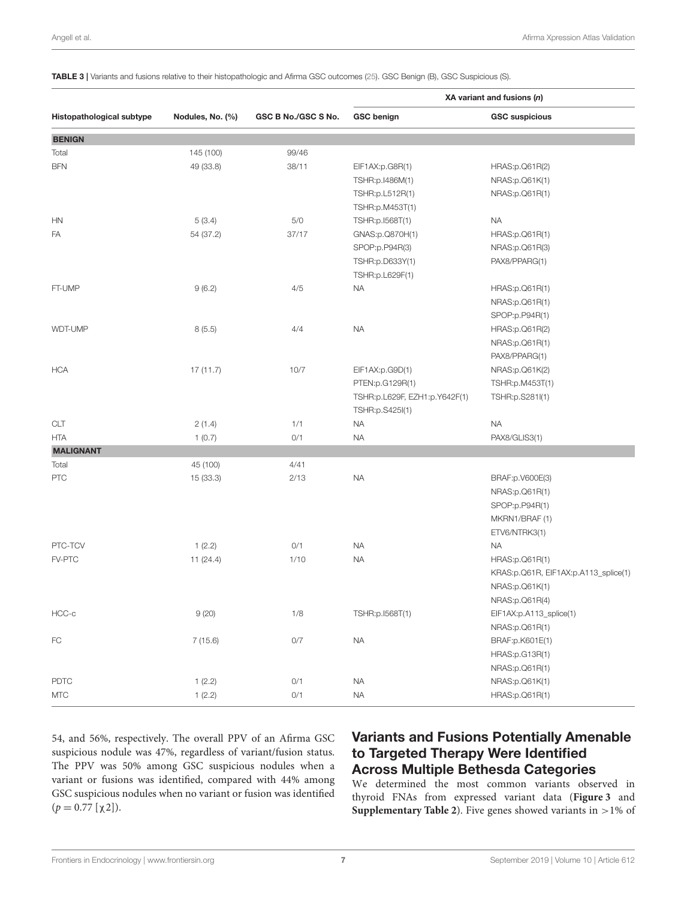**TABLE 3 |** Variants and fusions relative to their histopathologic and Afirma GSC outcomes (25). GSC Benign (B), GSC Suspicious (S).

| Histopathological subtype | Nodules, No. (%) | GSC B No./GSC S No. | XA variant and fusions (n) | |
|---|---|---|---|---|
| | | | **GSC benign** | **GSC suspicious** |
| **BENIGN** | | | | |
| Total | 145 (100) | 99/46 | | |
| BFN | 49 (33.8) | 38/11 | EIF1AX:p.G8R(1) | HRAS:p.Q61R(2) |
| | | | TSHR:p.I486M(1) | NRAS:p.Q61K(1) |
| | | | TSHR:p.L512R(1) | NRAS:p.Q61R(1) |
| | | | TSHR:p.M453T(1) | |
| HN | 5 (3.4) | 5/0 | TSHR:p.I568T(1) | NA |
| FA | 54 (37.2) | 37/17 | GNAS:p.Q870H(1) | HRAS:p.Q61R(1) |
| | | | SPOP:p.P94R(3) | NRAS:p.Q61R(3) |
| | | | TSHR:p.D633Y(1) | PAX8/PPARG(1) |
| | | | TSHR:p.L629F(1) | |
| FT-UMP | 9 (6.2) | 4/5 | NA | HRAS:p.Q61R(1) |
| | | | | NRAS:p.Q61R(1) |
| | | | | SPOP:p.P94R(1) |
| WDT-UMP | 8 (5.5) | 4/4 | NA | HRAS:p.Q61R(2) |
| | | | | NRAS:p.Q61R(1) |
| | | | | PAX8/PPARG(1) |
| HCA | 17 (11.7) | 10/7 | EIF1AX:p.G9D(1) | NRAS:p.Q61K(2) |
| | | | PTEN:p.G129R(1) | TSHR:p.M453T(1) |
| | | | TSHR:p.L629F, EZH1:p.Y642F(1) | TSHR:p.S281I(1) |
| | | | TSHR:p.S425I(1) | |
| CLT | 2 (1.4) | 1/1 | NA | NA |
| HTA | 1 (0.7) | 0/1 | NA | PAX8/GLIS3(1) |
| **MALIGNANT** | | | | |
| Total | 45 (100) | 4/41 | | |
| PTC | 15 (33.3) | 2/13 | NA | BRAF:p.V600E(3) |
| | | | | NRAS:p.Q61R(1) |
| | | | | SPOP:p.P94R(1) |
| | | | | MKRN1/BRAF (1) |
| | | | | ETV6/NTRK3(1) |
| PTC-TCV | 1 (2.2) | 0/1 | NA | NA |
| FV-PTC | 11 (24.4) | 1/10 | NA | HRAS:p.Q61R(1) |
| | | | | KRAS:p.Q61R, EIF1AX:p.A113_splice(1) |
| | | | | NRAS:p.Q61K(1) |
| | | | | NRAS:p.Q61R(4) |
| HCC-c | 9 (20) | 1/8 | TSHR:p.I568T(1) | EIF1AX:p.A113_splice(1) |
| | | | | NRAS:p.Q61R(1) |
| FC | 7 (15.6) | 0/7 | NA | BRAF:p.K601E(1) |
| | | | | HRAS:p.G13R(1) |
| | | | | NRAS:p.Q61R(1) |
| PDTC | 1 (2.2) | 0/1 | NA | NRAS:p.Q61K(1) |
| MTC | 1 (2.2) | 0/1 | NA | HRAS:p.Q61R(1) |

54, and 56%, respectively. The overall PPV of an Afirma GSC suspicious nodule was 47%, regardless of variant/fusion status. The PPV was 50% among GSC suspicious nodules when a variant or fusions was identified, compared with 44% among GSC suspicious nodules when no variant or fusion was identified ($p = 0.77$ [$\chi 2$]).

## Variants and Fusions Potentially Amenable to Targeted Therapy Were Identified Across Multiple Bethesda Categories

We determined the most common variants observed in thyroid FNAs from expressed variant data (**Figure 3** and **Supplementary Table 2**). Five genes showed variants in >1% of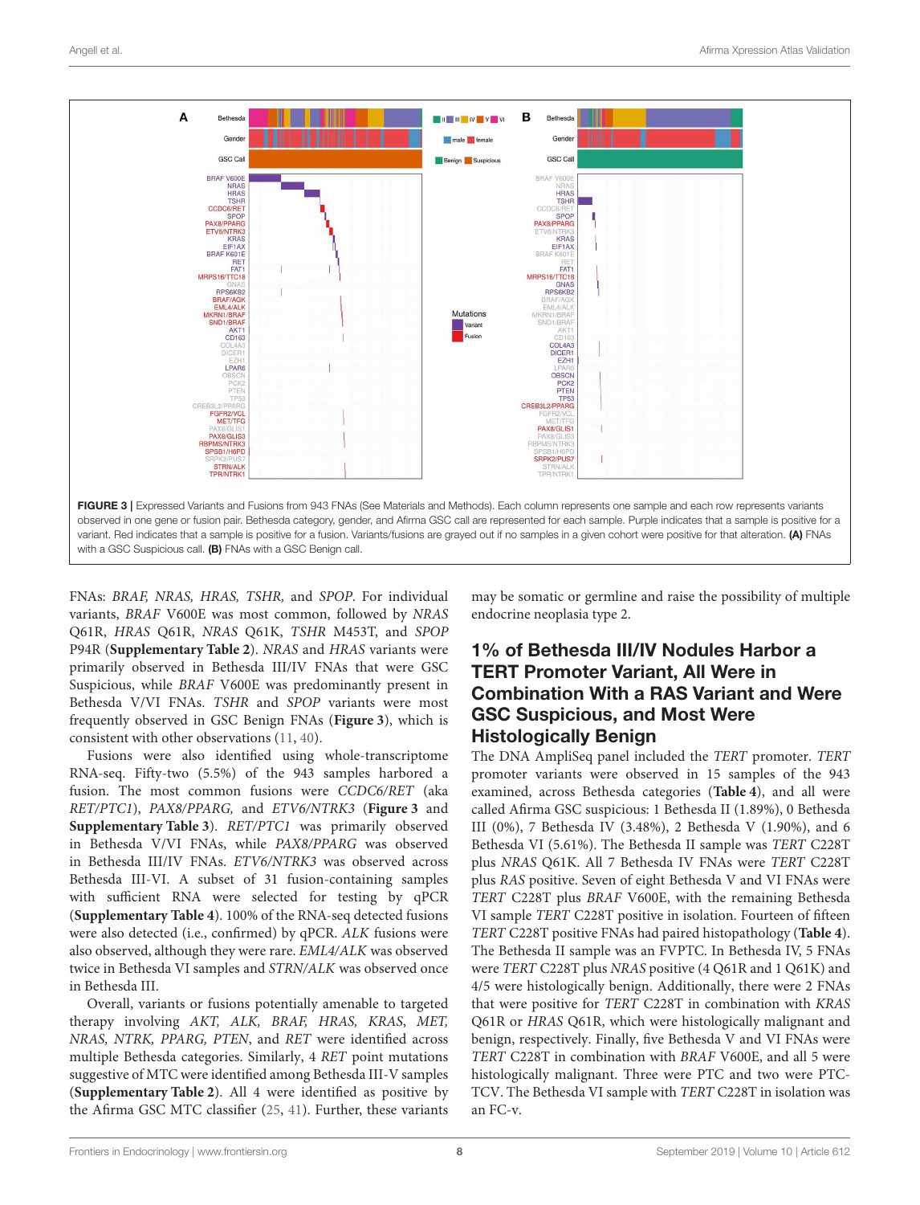FIGURE 3 | Expressed Variants and Fusions from 943 FNAs (See Materials and Methods). Each column represents one sample and each row represents variants observed in one gene or fusion pair. Bethesda category, gender, and Afirma GSC call are represented for each sample. Purple indicates that a sample is positive for a variant. Red indicates that a sample is positive for a fusion. Variants/fusions are grayed out if no samples in a given cohort were positive for that alteration. **(A)** FNAs with a GSC Suspicious call. **(B)** FNAs with a GSC Benign call.

FNAs: *BRAF, NRAS, HRAS, TSHR,* and *SPOP*. For individual variants, *BRAF* V600E was most common, followed by *NRAS* Q61R, *HRAS* Q61R, *NRAS* Q61K, *TSHR* M453T, and *SPOP* P94R (**Supplementary Table 2**). *NRAS* and *HRAS* variants were primarily observed in Bethesda III/IV FNAs that were GSC Suspicious, while *BRAF* V600E was predominantly present in Bethesda V/VI FNAs. *TSHR* and *SPOP* variants were most frequently observed in GSC Benign FNAs (**Figure 3**), which is consistent with other observations (11, 40).

Fusions were also identified using whole-transcriptome RNA-seq. Fifty-two (5.5%) of the 943 samples harbored a fusion. The most common fusions were *CCDC6/RET* (aka *RET/PTC1*), *PAX8/PPARG,* and *ETV6/NTRK3* (**Figure 3** and **Supplementary Table 3**). *RET/PTC1* was primarily observed in Bethesda V/VI FNAs, while *PAX8/PPARG* was observed in Bethesda III/IV FNAs. *ETV6/NTRK3* was observed across Bethesda III-VI. A subset of 31 fusion-containing samples with sufficient RNA were selected for testing by qPCR (**Supplementary Table 4**). 100% of the RNA-seq detected fusions were also detected (i.e., confirmed) by qPCR. *ALK* fusions were also observed, although they were rare. *EML4/ALK* was observed twice in Bethesda VI samples and *STRN/ALK* was observed once in Bethesda III.

Overall, variants or fusions potentially amenable to targeted therapy involving *AKT, ALK, BRAF, HRAS, KRAS, MET, NRAS, NTRK, PPARG, PTEN*, and *RET* were identified across multiple Bethesda categories. Similarly, 4 *RET* point mutations suggestive of MTC were identified among Bethesda III-V samples (**Supplementary Table 2**). All 4 were identified as positive by the Afirma GSC MTC classifier (25, 41). Further, these variants may be somatic or germline and raise the possibility of multiple endocrine neoplasia type 2.

## 1% of Bethesda III/IV Nodules Harbor a TERT Promoter Variant, All Were in Combination With a RAS Variant and Were GSC Suspicious, and Most Were Histologically Benign

The DNA AmpliSeq panel included the *TERT* promoter. *TERT* promoter variants were observed in 15 samples of the 943 examined, across Bethesda categories (**Table 4**), and all were called Afirma GSC suspicious: 1 Bethesda II (1.89%), 0 Bethesda III (0%), 7 Bethesda IV (3.48%), 2 Bethesda V (1.90%), and 6 Bethesda VI (5.61%). The Bethesda II sample was *TERT* C228T plus *NRAS* Q61K. All 7 Bethesda IV FNAs were *TERT* C228T plus *RAS* positive. Seven of eight Bethesda V and VI FNAs were *TERT* C228T plus *BRAF* V600E, with the remaining Bethesda VI sample *TERT* C228T positive in isolation. Fourteen of fifteen *TERT* C228T positive FNAs had paired histopathology (**Table 4**). The Bethesda II sample was an FVPTC. In Bethesda IV, 5 FNAs were *TERT* C228T plus *NRAS* positive (4 Q61R and 1 Q61K) and 4/5 were histologically benign. Additionally, there were 2 FNAs that were positive for *TERT* C228T in combination with *KRAS* Q61R or *HRAS* Q61R, which were histologically malignant and benign, respectively. Finally, five Bethesda V and VI FNAs were *TERT* C228T in combination with *BRAF* V600E, and all 5 were histologically malignant. Three were PTC and two were PTC-TCV. The Bethesda VI sample with *TERT* C228T in isolation was an FC-v.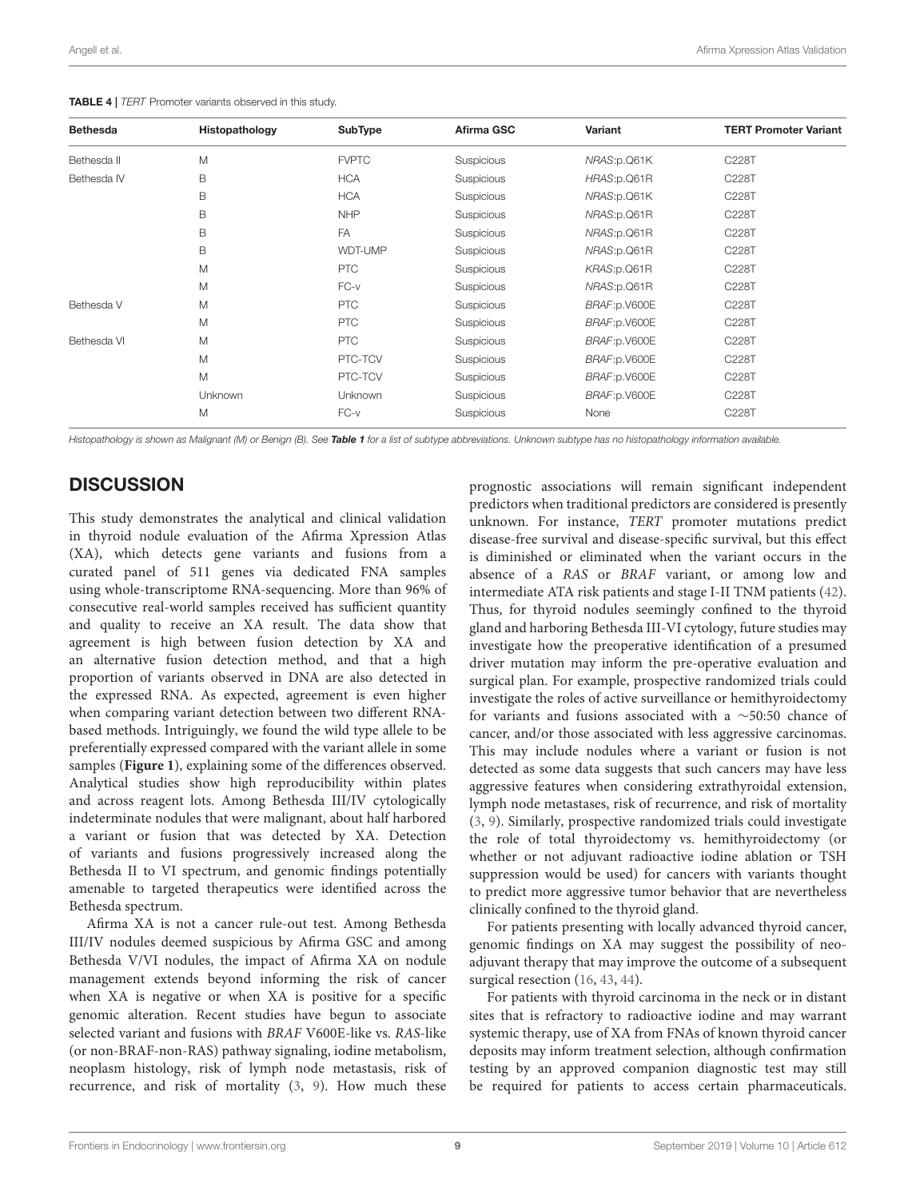**TABLE 4 |** *TERT* Promoter variants observed in this study.

| Bethesda | Histopathology | SubType | Afirma GSC | Variant | TERT Promoter Variant |
|---|---|---|---|---|---|
| Bethesda II | M | FVPTC | Suspicious | *NRAS*:p.Q61K | C228T |
| Bethesda IV | B | HCA | Suspicious | *HRAS*:p.Q61R | C228T |
| | B | HCA | Suspicious | *NRAS*:p.Q61K | C228T |
| | B | NHP | Suspicious | *NRAS*:p.Q61R | C228T |
| | B | FA | Suspicious | *NRAS*:p.Q61R | C228T |
| | B | WDT-UMP | Suspicious | *NRAS*:p.Q61R | C228T |
| | M | PTC | Suspicious | *KRAS*:p.Q61R | C228T |
| | M | FC-v | Suspicious | *NRAS*:p.Q61R | C228T |
| Bethesda V | M | PTC | Suspicious | *BRAF*:p.V600E | C228T |
| | M | PTC | Suspicious | *BRAF*:p.V600E | C228T |
| Bethesda VI | M | PTC | Suspicious | *BRAF*:p.V600E | C228T |
| | M | PTC-TCV | Suspicious | *BRAF*:p.V600E | C228T |
| | M | PTC-TCV | Suspicious | *BRAF*:p.V600E | C228T |
| | Unknown | Unknown | Suspicious | *BRAF*:p.V600E | C228T |
| | M | FC-v | Suspicious | None | C228T |

*Histopathology is shown as Malignant (M) or Benign (B). See **Table 1** for a list of subtype abbreviations. Unknown subtype has no histopathology information available.*

## DISCUSSION

This study demonstrates the analytical and clinical validation in thyroid nodule evaluation of the Afirma Xpression Atlas (XA), which detects gene variants and fusions from a curated panel of 511 genes via dedicated FNA samples using whole-transcriptome RNA-sequencing. More than 96% of consecutive real-world samples received has sufficient quantity and quality to receive an XA result. The data show that agreement is high between fusion detection by XA and an alternative fusion detection method, and that a high proportion of variants observed in DNA are also detected in the expressed RNA. As expected, agreement is even higher when comparing variant detection between two different RNA-based methods. Intriguingly, we found the wild type allele to be preferentially expressed compared with the variant allele in some samples (**Figure 1**), explaining some of the differences observed. Analytical studies show high reproducibility within plates and across reagent lots. Among Bethesda III/IV cytologically indeterminate nodules that were malignant, about half harbored a variant or fusion that was detected by XA. Detection of variants and fusions progressively increased along the Bethesda II to VI spectrum, and genomic findings potentially amenable to targeted therapeutics were identified across the Bethesda spectrum.

Afirma XA is not a cancer rule-out test. Among Bethesda III/IV nodules deemed suspicious by Afirma GSC and among Bethesda V/VI nodules, the impact of Afirma XA on nodule management extends beyond informing the risk of cancer when XA is negative or when XA is positive for a specific genomic alteration. Recent studies have begun to associate selected variant and fusions with *BRAF* V600E-like vs. *RAS*-like (or non-BRAF-non-RAS) pathway signaling, iodine metabolism, neoplasm histology, risk of lymph node metastasis, risk of recurrence, and risk of mortality (3, 9). How much these prognostic associations will remain significant independent predictors when traditional predictors are considered is presently unknown. For instance, *TERT* promoter mutations predict disease-free survival and disease-specific survival, but this effect is diminished or eliminated when the variant occurs in the absence of a *RAS* or *BRAF* variant, or among low and intermediate ATA risk patients and stage I-II TNM patients (42). Thus, for thyroid nodules seemingly confined to the thyroid gland and harboring Bethesda III-VI cytology, future studies may investigate how the preoperative identification of a presumed driver mutation may inform the pre-operative evaluation and surgical plan. For example, prospective randomized trials could investigate the roles of active surveillance or hemithyroidectomy for variants and fusions associated with a ∼50:50 chance of cancer, and/or those associated with less aggressive carcinomas. This may include nodules where a variant or fusion is not detected as some data suggests that such cancers may have less aggressive features when considering extrathyroidal extension, lymph node metastases, risk of recurrence, and risk of mortality (3, 9). Similarly, prospective randomized trials could investigate the role of total thyroidectomy vs. hemithyroidectomy (or whether or not adjuvant radioactive iodine ablation or TSH suppression would be used) for cancers with variants thought to predict more aggressive tumor behavior that are nevertheless clinically confined to the thyroid gland.

For patients presenting with locally advanced thyroid cancer, genomic findings on XA may suggest the possibility of neo-adjuvant therapy that may improve the outcome of a subsequent surgical resection (16, 43, 44).

For patients with thyroid carcinoma in the neck or in distant sites that is refractory to radioactive iodine and may warrant systemic therapy, use of XA from FNAs of known thyroid cancer deposits may inform treatment selection, although confirmation testing by an approved companion diagnostic test may still be required for patients to access certain pharmaceuticals.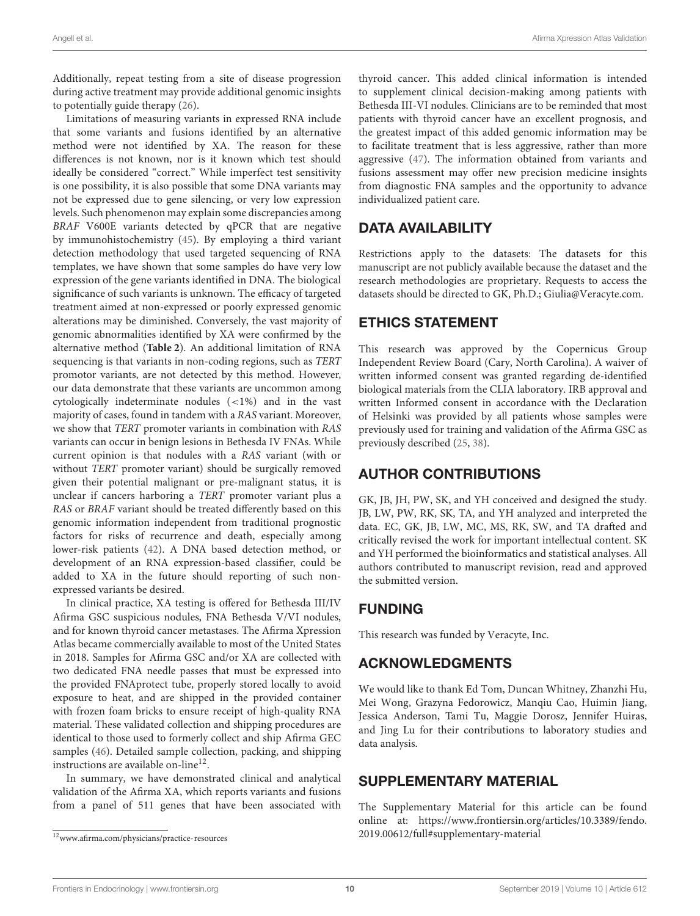Additionally, repeat testing from a site of disease progression during active treatment may provide additional genomic insights to potentially guide therapy (26).

Limitations of measuring variants in expressed RNA include that some variants and fusions identified by an alternative method were not identified by XA. The reason for these differences is not known, nor is it known which test should ideally be considered "correct." While imperfect test sensitivity is one possibility, it is also possible that some DNA variants may not be expressed due to gene silencing, or very low expression levels. Such phenomenon may explain some discrepancies among *BRAF* V600E variants detected by qPCR that are negative by immunohistochemistry (45). By employing a third variant detection methodology that used targeted sequencing of RNA templates, we have shown that some samples do have very low expression of the gene variants identified in DNA. The biological significance of such variants is unknown. The efficacy of targeted treatment aimed at non-expressed or poorly expressed genomic alterations may be diminished. Conversely, the vast majority of genomic abnormalities identified by XA were confirmed by the alternative method (**Table 2**). An additional limitation of RNA sequencing is that variants in non-coding regions, such as *TERT* promotor variants, are not detected by this method. However, our data demonstrate that these variants are uncommon among cytologically indeterminate nodules (<1%) and in the vast majority of cases, found in tandem with a *RAS* variant. Moreover, we show that *TERT* promoter variants in combination with *RAS* variants can occur in benign lesions in Bethesda IV FNAs. While current opinion is that nodules with a *RAS* variant (with or without *TERT* promoter variant) should be surgically removed given their potential malignant or pre-malignant status, it is unclear if cancers harboring a *TERT* promoter variant plus a *RAS* or *BRAF* variant should be treated differently based on this genomic information independent from traditional prognostic factors for risks of recurrence and death, especially among lower-risk patients (42). A DNA based detection method, or development of an RNA expression-based classifier, could be added to XA in the future should reporting of such non-expressed variants be desired.

In clinical practice, XA testing is offered for Bethesda III/IV Afirma GSC suspicious nodules, FNA Bethesda V/VI nodules, and for known thyroid cancer metastases. The Afirma Xpression Atlas became commercially available to most of the United States in 2018. Samples for Afirma GSC and/or XA are collected with two dedicated FNA needle passes that must be expressed into the provided FNAprotect tube, properly stored locally to avoid exposure to heat, and are shipped in the provided container with frozen foam bricks to ensure receipt of high-quality RNA material. These validated collection and shipping procedures are identical to those used to formerly collect and ship Afirma GEC samples (46). Detailed sample collection, packing, and shipping instructions are available on-line[12].

In summary, we have demonstrated clinical and analytical validation of the Afirma XA, which reports variants and fusions from a panel of 511 genes that have been associated with thyroid cancer. This added clinical information is intended to supplement clinical decision-making among patients with Bethesda III-VI nodules. Clinicians are to be reminded that most patients with thyroid cancer have an excellent prognosis, and the greatest impact of this added genomic information may be to facilitate treatment that is less aggressive, rather than more aggressive (47). The information obtained from variants and fusions assessment may offer new precision medicine insights from diagnostic FNA samples and the opportunity to advance individualized patient care.

[12]www.afirma.com/physicians/practice-resources

## DATA AVAILABILITY

Restrictions apply to the datasets: The datasets for this manuscript are not publicly available because the dataset and the research methodologies are proprietary. Requests to access the datasets should be directed to GK, Ph.D.; Giulia@Veracyte.com.

## ETHICS STATEMENT

This research was approved by the Copernicus Group Independent Review Board (Cary, North Carolina). A waiver of written informed consent was granted regarding de-identified biological materials from the CLIA laboratory. IRB approval and written Informed consent in accordance with the Declaration of Helsinki was provided by all patients whose samples were previously used for training and validation of the Afirma GSC as previously described (25, 38).

## AUTHOR CONTRIBUTIONS

GK, JB, JH, PW, SK, and YH conceived and designed the study. JB, LW, PW, RK, SK, TA, and YH analyzed and interpreted the data. EC, GK, JB, LW, MC, MS, RK, SW, and TA drafted and critically revised the work for important intellectual content. SK and YH performed the bioinformatics and statistical analyses. All authors contributed to manuscript revision, read and approved the submitted version.

## FUNDING

This research was funded by Veracyte, Inc.

## ACKNOWLEDGMENTS

We would like to thank Ed Tom, Duncan Whitney, Zhanzhi Hu, Mei Wong, Grazyna Fedorowicz, Manqiu Cao, Huimin Jiang, Jessica Anderson, Tami Tu, Maggie Dorosz, Jennifer Huiras, and Jing Lu for their contributions to laboratory studies and data analysis.

## SUPPLEMENTARY MATERIAL

The Supplementary Material for this article can be found online at: https://www.frontiersin.org/articles/10.3389/fendo.2019.00612/full#supplementary-material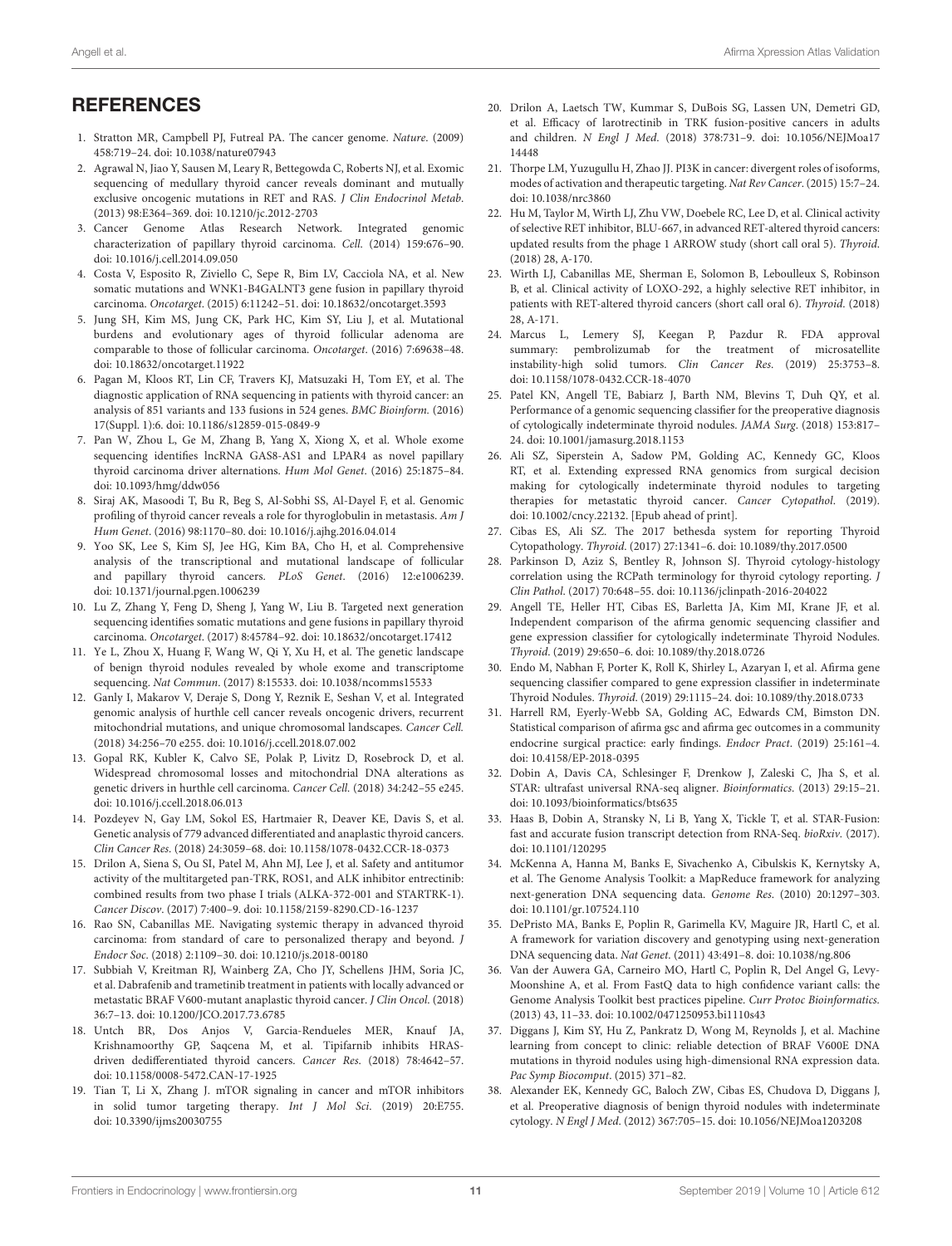## REFERENCES

1. Stratton MR, Campbell PJ, Futreal PA. The cancer genome. *Nature*. (2009) 458:719–24. doi: 10.1038/nature07943
2. Agrawal N, Jiao Y, Sausen M, Leary R, Bettegowda C, Roberts NJ, et al. Exomic sequencing of medullary thyroid cancer reveals dominant and mutually exclusive oncogenic mutations in RET and RAS. *J Clin Endocrinol Metab*. (2013) 98:E364–369. doi: 10.1210/jc.2012-2703
3. Cancer Genome Atlas Research Network. Integrated genomic characterization of papillary thyroid carcinoma. *Cell*. (2014) 159:676–90. doi: 10.1016/j.cell.2014.09.050
4. Costa V, Esposito R, Ziviello C, Sepe R, Bim LV, Cacciola NA, et al. New somatic mutations and WNK1-B4GALNT3 gene fusion in papillary thyroid carcinoma. *Oncotarget*. (2015) 6:11242–51. doi: 10.18632/oncotarget.3593
5. Jung SH, Kim MS, Jung CK, Park HC, Kim SY, Liu J, et al. Mutational burdens and evolutionary ages of thyroid follicular adenoma are comparable to those of follicular carcinoma. *Oncotarget*. (2016) 7:69638–48. doi: 10.18632/oncotarget.11922
6. Pagan M, Kloos RT, Lin CF, Travers KJ, Matsuzaki H, Tom EY, et al. The diagnostic application of RNA sequencing in patients with thyroid cancer: an analysis of 851 variants and 133 fusions in 524 genes. *BMC Bioinform.* (2016) 17(Suppl. 1):6. doi: 10.1186/s12859-015-0849-9
7. Pan W, Zhou L, Ge M, Zhang B, Yang X, Xiong X, et al. Whole exome sequencing identifies lncRNA GAS8-AS1 and LPAR4 as novel papillary thyroid carcinoma driver alternations. *Hum Mol Genet*. (2016) 25:1875–84. doi: 10.1093/hmg/ddw056
8. Siraj AK, Masoodi T, Bu R, Beg S, Al-Sobhi SS, Al-Dayel F, et al. Genomic profiling of thyroid cancer reveals a role for thyroglobulin in metastasis. *Am J Hum Genet*. (2016) 98:1170–80. doi: 10.1016/j.ajhg.2016.04.014
9. Yoo SK, Lee S, Kim SJ, Jee HG, Kim BA, Cho H, et al. Comprehensive analysis of the transcriptional and mutational landscape of follicular and papillary thyroid cancers. *PLoS Genet*. (2016) 12:e1006239. doi: 10.1371/journal.pgen.1006239
10. Lu Z, Zhang Y, Feng D, Sheng J, Yang W, Liu B. Targeted next generation sequencing identifies somatic mutations and gene fusions in papillary thyroid carcinoma. *Oncotarget*. (2017) 8:45784–92. doi: 10.18632/oncotarget.17412
11. Ye L, Zhou X, Huang F, Wang W, Qi Y, Xu H, et al. The genetic landscape of benign thyroid nodules revealed by whole exome and transcriptome sequencing. *Nat Commun*. (2017) 8:15533. doi: 10.1038/ncomms15533
12. Ganly I, Makarov V, Deraje S, Dong Y, Reznik E, Seshan V, et al. Integrated genomic analysis of hurthle cell cancer reveals oncogenic drivers, recurrent mitochondrial mutations, and unique chromosomal landscapes. *Cancer Cell.* (2018) 34:256–70 e255. doi: 10.1016/j.ccell.2018.07.002
13. Gopal RK, Kubler K, Calvo SE, Polak P, Livitz D, Rosebrock D, et al. Widespread chromosomal losses and mitochondrial DNA alterations as genetic drivers in hurthle cell carcinoma. *Cancer Cell*. (2018) 34:242–55 e245. doi: 10.1016/j.ccell.2018.06.013
14. Pozdeyev N, Gay LM, Sokol ES, Hartmaier R, Deaver KE, Davis S, et al. Genetic analysis of 779 advanced differentiated and anaplastic thyroid cancers. *Clin Cancer Res*. (2018) 24:3059–68. doi: 10.1158/1078-0432.CCR-18-0373
15. Drilon A, Siena S, Ou SI, Patel M, Ahn MJ, Lee J, et al. Safety and antitumor activity of the multitargeted pan-TRK, ROS1, and ALK inhibitor entrectinib: combined results from two phase I trials (ALKA-372-001 and STARTRK-1). *Cancer Discov*. (2017) 7:400–9. doi: 10.1158/2159-8290.CD-16-1237
16. Rao SN, Cabanillas ME. Navigating systemic therapy in advanced thyroid carcinoma: from standard of care to personalized therapy and beyond. *J Endocr Soc*. (2018) 2:1109–30. doi: 10.1210/js.2018-00180
17. Subbiah V, Kreitman RJ, Wainberg ZA, Cho JY, Schellens JHM, Soria JC, et al. Dabrafenib and trametinib treatment in patients with locally advanced or metastatic BRAF V600-mutant anaplastic thyroid cancer. *J Clin Oncol*. (2018) 36:7–13. doi: 10.1200/JCO.2017.73.6785
18. Untch BR, Dos Anjos V, Garcia-Rendueles MER, Knauf JA, Krishnamoorthy GP, Saqcena M, et al. Tipifarnib inhibits HRAS-driven dedifferentiated thyroid cancers. *Cancer Res*. (2018) 78:4642–57. doi: 10.1158/0008-5472.CAN-17-1925
19. Tian T, Li X, Zhang J. mTOR signaling in cancer and mTOR inhibitors in solid tumor targeting therapy. *Int J Mol Sci*. (2019) 20:E755. doi: 10.3390/ijms20030755
20. Drilon A, Laetsch TW, Kummar S, DuBois SG, Lassen UN, Demetri GD, et al. Efficacy of larotrectinib in TRK fusion-positive cancers in adults and children. *N Engl J Med*. (2018) 378:731–9. doi: 10.1056/NEJMoa1714448
21. Thorpe LM, Yuzugullu H, Zhao JJ. PI3K in cancer: divergent roles of isoforms, modes of activation and therapeutic targeting. *Nat Rev Cancer*. (2015) 15:7–24. doi: 10.1038/nrc3860
22. Hu M, Taylor M, Wirth LJ, Zhu VW, Doebele RC, Lee D, et al. Clinical activity of selective RET inhibitor, BLU-667, in advanced RET-altered thyroid cancers: updated results from the phage 1 ARROW study (short call oral 5). *Thyroid*. (2018) 28, A-170.
23. Wirth LJ, Cabanillas ME, Sherman E, Solomon B, Leboulleux S, Robinson B, et al. Clinical activity of LOXO-292, a highly selective RET inhibitor, in patients with RET-altered thyroid cancers (short call oral 6). *Thyroid*. (2018) 28, A-171.
24. Marcus L, Lemery SJ, Keegan P, Pazdur R. FDA approval summary: pembrolizumab for the treatment of microsatellite instability-high solid tumors. *Clin Cancer Res*. (2019) 25:3753–8. doi: 10.1158/1078-0432.CCR-18-4070
25. Patel KN, Angell TE, Babiarz J, Barth NM, Blevins T, Duh QY, et al. Performance of a genomic sequencing classifier for the preoperative diagnosis of cytologically indeterminate thyroid nodules. *JAMA Surg*. (2018) 153:817–24. doi: 10.1001/jamasurg.2018.1153
26. Ali SZ, Siperstein A, Sadow PM, Golding AC, Kennedy GC, Kloos RT, et al. Extending expressed RNA genomics from surgical decision making for cytologically indeterminate thyroid nodules to targeting therapies for metastatic thyroid cancer. *Cancer Cytopathol*. (2019). doi: 10.1002/cncy.22132. [Epub ahead of print].
27. Cibas ES, Ali SZ. The 2017 bethesda system for reporting Thyroid Cytopathology. *Thyroid*. (2017) 27:1341–6. doi: 10.1089/thy.2017.0500
28. Parkinson D, Aziz S, Bentley R, Johnson SJ. Thyroid cytology-histology correlation using the RCPath terminology for thyroid cytology reporting. *J Clin Pathol*. (2017) 70:648–55. doi: 10.1136/jclinpath-2016-204022
29. Angell TE, Heller HT, Cibas ES, Barletta JA, Kim MI, Krane JF, et al. Independent comparison of the afirma genomic sequencing classifier and gene expression classifier for cytologically indeterminate Thyroid Nodules. *Thyroid*. (2019) 29:650–6. doi: 10.1089/thy.2018.0726
30. Endo M, Nabhan F, Porter K, Roll K, Shirley L, Azaryan I, et al. Afirma gene sequencing classifier compared to gene expression classifier in indeterminate Thyroid Nodules. *Thyroid*. (2019) 29:1115–24. doi: 10.1089/thy.2018.0733
31. Harrell RM, Eyerly-Webb SA, Golding AC, Edwards CM, Bimston DN. Statistical comparison of afirma gsc and afirma gec outcomes in a community endocrine surgical practice: early findings. *Endocr Pract*. (2019) 25:161–4. doi: 10.4158/EP-2018-0395
32. Dobin A, Davis CA, Schlesinger F, Drenkow J, Zaleski C, Jha S, et al. STAR: ultrafast universal RNA-seq aligner. *Bioinformatics*. (2013) 29:15–21. doi: 10.1093/bioinformatics/bts635
33. Haas B, Dobin A, Stransky N, Li B, Yang X, Tickle T, et al. STAR-Fusion: fast and accurate fusion transcript detection from RNA-Seq. *bioRxiv*. (2017). doi: 10.1101/120295
34. McKenna A, Hanna M, Banks E, Sivachenko A, Cibulskis K, Kernytsky A, et al. The Genome Analysis Toolkit: a MapReduce framework for analyzing next-generation DNA sequencing data. *Genome Res*. (2010) 20:1297–303. doi: 10.1101/gr.107524.110
35. DePristo MA, Banks E, Poplin R, Garimella KV, Maguire JR, Hartl C, et al. A framework for variation discovery and genotyping using next-generation DNA sequencing data. *Nat Genet*. (2011) 43:491–8. doi: 10.1038/ng.806
36. Van der Auwera GA, Carneiro MO, Hartl C, Poplin R, Del Angel G, Levy-Moonshine A, et al. From FastQ data to high confidence variant calls: the Genome Analysis Toolkit best practices pipeline. *Curr Protoc Bioinformatics*. (2013) 43, 11–33. doi: 10.1002/0471250953.bi1110s43
37. Diggans J, Kim SY, Hu Z, Pankratz D, Wong M, Reynolds J, et al. Machine learning from concept to clinic: reliable detection of BRAF V600E DNA mutations in thyroid nodules using high-dimensional RNA expression data. *Pac Symp Biocomput*. (2015) 371–82.
38. Alexander EK, Kennedy GC, Baloch ZW, Cibas ES, Chudova D, Diggans J, et al. Preoperative diagnosis of benign thyroid nodules with indeterminate cytology. *N Engl J Med*. (2012) 367:705–15. doi: 10.1056/NEJMoa1203208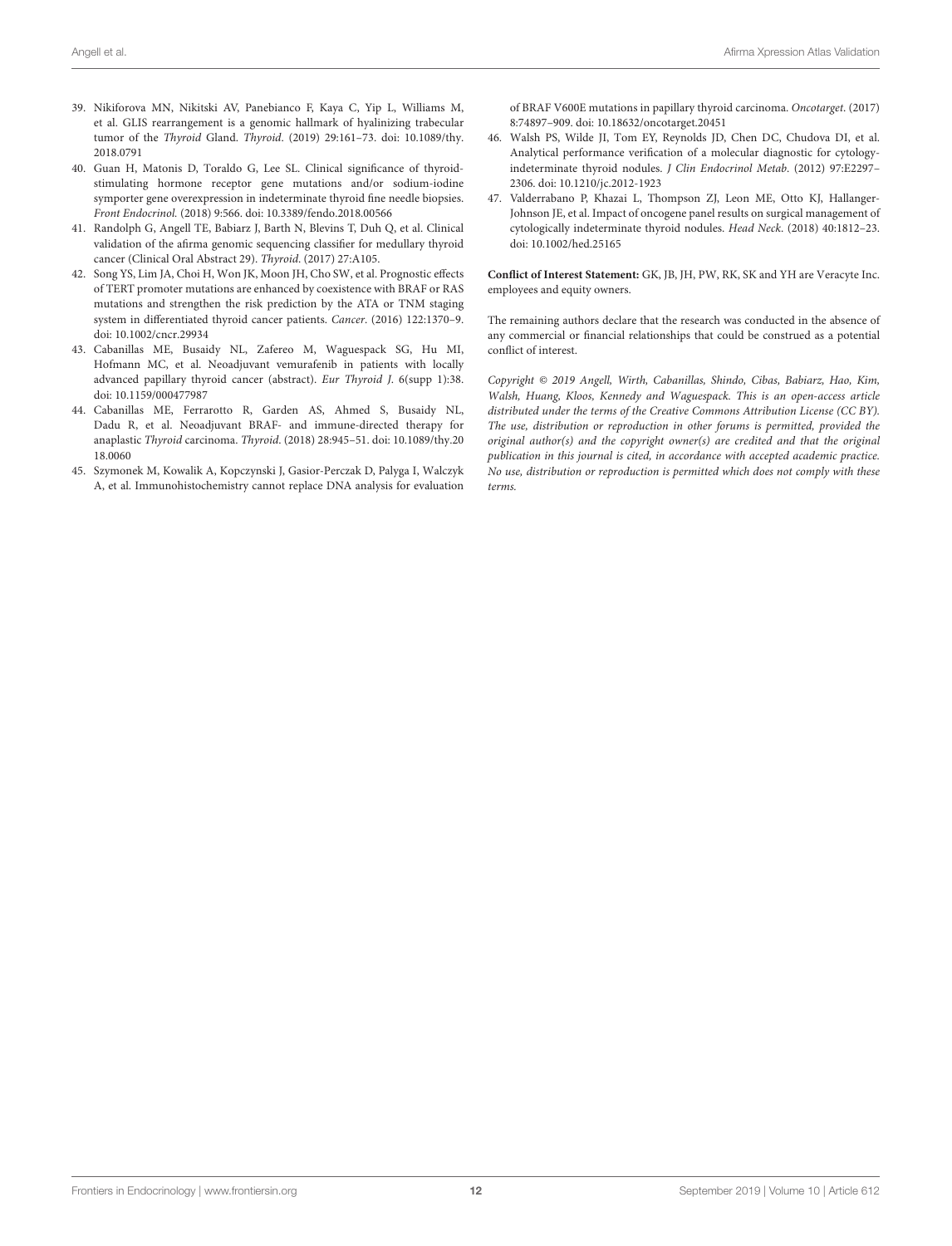39. Nikiforova MN, Nikitski AV, Panebianco F, Kaya C, Yip L, Williams M, et al. GLIS rearrangement is a genomic hallmark of hyalinizing trabecular tumor of the *Thyroid* Gland. *Thyroid*. (2019) 29:161–73. doi: 10.1089/thy.2018.0791
40. Guan H, Matonis D, Toraldo G, Lee SL. Clinical significance of thyroid-stimulating hormone receptor gene mutations and/or sodium-iodine symporter gene overexpression in indeterminate thyroid fine needle biopsies. *Front Endocrinol*. (2018) 9:566. doi: 10.3389/fendo.2018.00566
41. Randolph G, Angell TE, Babiarz J, Barth N, Blevins T, Duh Q, et al. Clinical validation of the afirma genomic sequencing classifier for medullary thyroid cancer (Clinical Oral Abstract 29). *Thyroid*. (2017) 27:A105.
42. Song YS, Lim JA, Choi H, Won JK, Moon JH, Cho SW, et al. Prognostic effects of TERT promoter mutations are enhanced by coexistence with BRAF or RAS mutations and strengthen the risk prediction by the ATA or TNM staging system in differentiated thyroid cancer patients. *Cancer*. (2016) 122:1370–9. doi: 10.1002/cncr.29934
43. Cabanillas ME, Busaidy NL, Zafereo M, Waguespack SG, Hu MI, Hofmann MC, et al. Neoadjuvant vemurafenib in patients with locally advanced papillary thyroid cancer (abstract). *Eur Thyroid J*. 6(supp 1):38. doi: 10.1159/000477987
44. Cabanillas ME, Ferrarotto R, Garden AS, Ahmed S, Busaidy NL, Dadu R, et al. Neoadjuvant BRAF- and immune-directed therapy for anaplastic *Thyroid* carcinoma. *Thyroid*. (2018) 28:945–51. doi: 10.1089/thy.2018.0060
45. Szymonek M, Kowalik A, Kopczynski J, Gasior-Perczak D, Palyga I, Walczyk A, et al. Immunohistochemistry cannot replace DNA analysis for evaluation of BRAF V600E mutations in papillary thyroid carcinoma. *Oncotarget*. (2017) 8:74897–909. doi: 10.18632/oncotarget.20451
46. Walsh PS, Wilde JI, Tom EY, Reynolds JD, Chen DC, Chudova DI, et al. Analytical performance verification of a molecular diagnostic for cytology-indeterminate thyroid nodules. *J Clin Endocrinol Metab*. (2012) 97:E2297–2306. doi: 10.1210/jc.2012-1923
47. Valderrabano P, Khazai L, Thompson ZJ, Leon ME, Otto KJ, Hallanger-Johnson JE, et al. Impact of oncogene panel results on surgical management of cytologically indeterminate thyroid nodules. *Head Neck*. (2018) 40:1812–23. doi: 10.1002/hed.25165

**Conflict of Interest Statement:** GK, JB, JH, PW, RK, SK and YH are Veracyte Inc. employees and equity owners.

The remaining authors declare that the research was conducted in the absence of any commercial or financial relationships that could be construed as a potential conflict of interest.

*Copyright © 2019 Angell, Wirth, Cabanillas, Shindo, Cibas, Babiarz, Hao, Kim, Walsh, Huang, Kloos, Kennedy and Waguespack. This is an open-access article distributed under the terms of the Creative Commons Attribution License (CC BY). The use, distribution or reproduction in other forums is permitted, provided the original author(s) and the copyright owner(s) are credited and that the original publication in this journal is cited, in accordance with accepted academic practice. No use, distribution or reproduction is permitted which does not comply with these terms.*